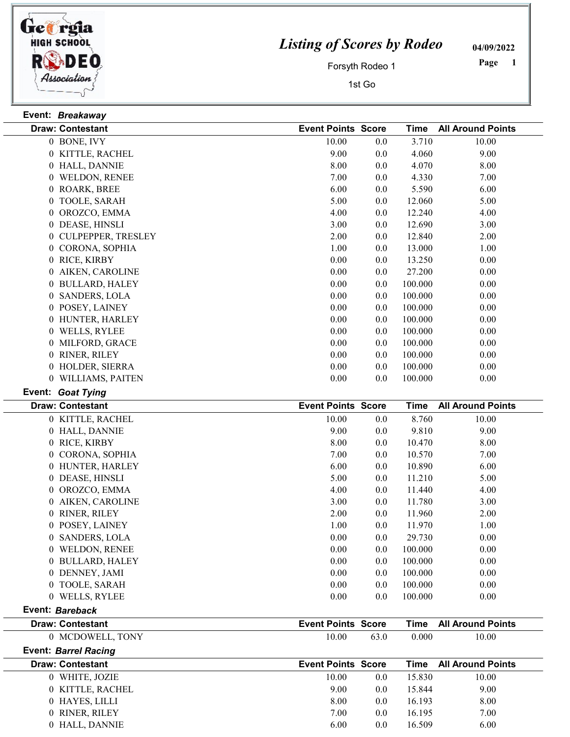# Listing of Scores by Rodeo

Forsyth Rodeo 1

1st Go

04/09/2022

**Event:** *Breakaway*

| Draw: Contestant | Event Points | Score | Time | All Around Points |
|---|---|---|---|---|
| 0 BONE, IVY | 10.00 | 0.0 | 3.710 | 10.00 |
| 0 KITTLE, RACHEL | 9.00 | 0.0 | 4.060 | 9.00 |
| 0 HALL, DANNIE | 8.00 | 0.0 | 4.070 | 8.00 |
| 0 WELDON, RENEE | 7.00 | 0.0 | 4.330 | 7.00 |
| 0 ROARK, BREE | 6.00 | 0.0 | 5.590 | 6.00 |
| 0 TOOLE, SARAH | 5.00 | 0.0 | 12.060 | 5.00 |
| 0 OROZCO, EMMA | 4.00 | 0.0 | 12.240 | 4.00 |
| 0 DEASE, HINSLI | 3.00 | 0.0 | 12.690 | 3.00 |
| 0 CULPEPPER, TRESLEY | 2.00 | 0.0 | 12.840 | 2.00 |
| 0 CORONA, SOPHIA | 1.00 | 0.0 | 13.000 | 1.00 |
| 0 RICE, KIRBY | 0.00 | 0.0 | 13.250 | 0.00 |
| 0 AIKEN, CAROLINE | 0.00 | 0.0 | 27.200 | 0.00 |
| 0 BULLARD, HALEY | 0.00 | 0.0 | 100.000 | 0.00 |
| 0 SANDERS, LOLA | 0.00 | 0.0 | 100.000 | 0.00 |
| 0 POSEY, LAINEY | 0.00 | 0.0 | 100.000 | 0.00 |
| 0 HUNTER, HARLEY | 0.00 | 0.0 | 100.000 | 0.00 |
| 0 WELLS, RYLEE | 0.00 | 0.0 | 100.000 | 0.00 |
| 0 MILFORD, GRACE | 0.00 | 0.0 | 100.000 | 0.00 |
| 0 RINER, RILEY | 0.00 | 0.0 | 100.000 | 0.00 |
| 0 HOLDER, SIERRA | 0.00 | 0.0 | 100.000 | 0.00 |
| 0 WILLIAMS, PAITEN | 0.00 | 0.0 | 100.000 | 0.00 |

**Event:** *Goat Tying*

| Draw: Contestant | Event Points | Score | Time | All Around Points |
|---|---|---|---|---|
| 0 KITTLE, RACHEL | 10.00 | 0.0 | 8.760 | 10.00 |
| 0 HALL, DANNIE | 9.00 | 0.0 | 9.810 | 9.00 |
| 0 RICE, KIRBY | 8.00 | 0.0 | 10.470 | 8.00 |
| 0 CORONA, SOPHIA | 7.00 | 0.0 | 10.570 | 7.00 |
| 0 HUNTER, HARLEY | 6.00 | 0.0 | 10.890 | 6.00 |
| 0 DEASE, HINSLI | 5.00 | 0.0 | 11.210 | 5.00 |
| 0 OROZCO, EMMA | 4.00 | 0.0 | 11.440 | 4.00 |
| 0 AIKEN, CAROLINE | 3.00 | 0.0 | 11.780 | 3.00 |
| 0 RINER, RILEY | 2.00 | 0.0 | 11.960 | 2.00 |
| 0 POSEY, LAINEY | 1.00 | 0.0 | 11.970 | 1.00 |
| 0 SANDERS, LOLA | 0.00 | 0.0 | 29.730 | 0.00 |
| 0 WELDON, RENEE | 0.00 | 0.0 | 100.000 | 0.00 |
| 0 BULLARD, HALEY | 0.00 | 0.0 | 100.000 | 0.00 |
| 0 DENNEY, JAMI | 0.00 | 0.0 | 100.000 | 0.00 |
| 0 TOOLE, SARAH | 0.00 | 0.0 | 100.000 | 0.00 |
| 0 WELLS, RYLEE | 0.00 | 0.0 | 100.000 | 0.00 |

**Event:** *Bareback*

| Draw: Contestant | Event Points | Score | Time | All Around Points |
|---|---|---|---|---|
| 0 MCDOWELL, TONY | 10.00 | 63.0 | 0.000 | 10.00 |

**Event:** *Barrel Racing*

| Draw: Contestant | Event Points | Score | Time | All Around Points |
|---|---|---|---|---|
| 0 WHITE, JOZIE | 10.00 | 0.0 | 15.830 | 10.00 |
| 0 KITTLE, RACHEL | 9.00 | 0.0 | 15.844 | 9.00 |
| 0 HAYES, LILLI | 8.00 | 0.0 | 16.193 | 8.00 |
| 0 RINER, RILEY | 7.00 | 0.0 | 16.195 | 7.00 |
| 0 HALL, DANNIE | 6.00 | 0.0 | 16.509 | 6.00 |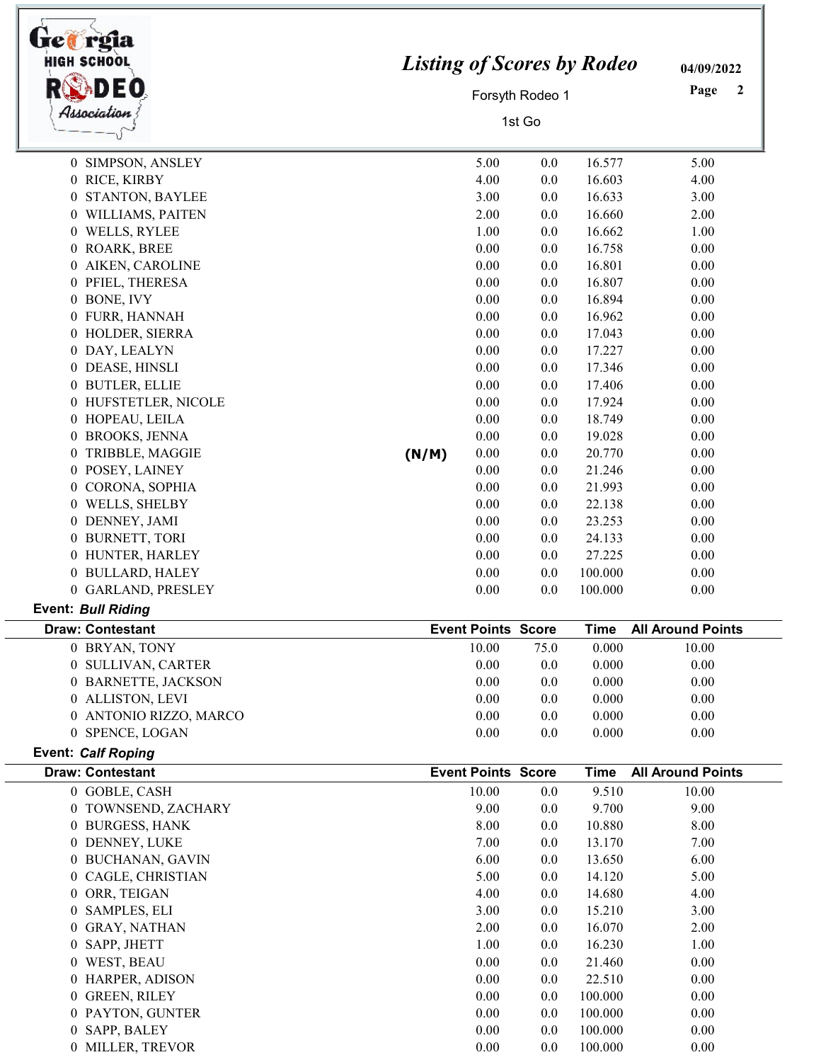| Draw: Contestant | | Event Points | Score | Time | All Around Points |
|---|---|---|---|---|---|
| 0 SIMPSON, ANSLEY | | 5.00 | 0.0 | 16.577 | 5.00 |
| 0 RICE, KIRBY | | 4.00 | 0.0 | 16.603 | 4.00 |
| 0 STANTON, BAYLEE | | 3.00 | 0.0 | 16.633 | 3.00 |
| 0 WILLIAMS, PAITEN | | 2.00 | 0.0 | 16.660 | 2.00 |
| 0 WELLS, RYLEE | | 1.00 | 0.0 | 16.662 | 1.00 |
| 0 ROARK, BREE | | 0.00 | 0.0 | 16.758 | 0.00 |
| 0 AIKEN, CAROLINE | | 0.00 | 0.0 | 16.801 | 0.00 |
| 0 PFIEL, THERESA | | 0.00 | 0.0 | 16.807 | 0.00 |
| 0 BONE, IVY | | 0.00 | 0.0 | 16.894 | 0.00 |
| 0 FURR, HANNAH | | 0.00 | 0.0 | 16.962 | 0.00 |
| 0 HOLDER, SIERRA | | 0.00 | 0.0 | 17.043 | 0.00 |
| 0 DAY, LEALYN | | 0.00 | 0.0 | 17.227 | 0.00 |
| 0 DEASE, HINSLI | | 0.00 | 0.0 | 17.346 | 0.00 |
| 0 BUTLER, ELLIE | | 0.00 | 0.0 | 17.406 | 0.00 |
| 0 HUFSTETLER, NICOLE | | 0.00 | 0.0 | 17.924 | 0.00 |
| 0 HOPEAU, LEILA | | 0.00 | 0.0 | 18.749 | 0.00 |
| 0 BROOKS, JENNA | | 0.00 | 0.0 | 19.028 | 0.00 |
| 0 TRIBBLE, MAGGIE | (N/M) | 0.00 | 0.0 | 20.770 | 0.00 |
| 0 POSEY, LAINEY | | 0.00 | 0.0 | 21.246 | 0.00 |
| 0 CORONA, SOPHIA | | 0.00 | 0.0 | 21.993 | 0.00 |
| 0 WELLS, SHELBY | | 0.00 | 0.0 | 22.138 | 0.00 |
| 0 DENNEY, JAMI | | 0.00 | 0.0 | 23.253 | 0.00 |
| 0 BURNETT, TORI | | 0.00 | 0.0 | 24.133 | 0.00 |
| 0 HUNTER, HARLEY | | 0.00 | 0.0 | 27.225 | 0.00 |
| 0 BULLARD, HALEY | | 0.00 | 0.0 | 100.000 | 0.00 |
| 0 GARLAND, PRESLEY | | 0.00 | 0.0 | 100.000 | 0.00 |

**Event:** ***Bull Riding***

| Draw: Contestant | Event Points | Score | Time | All Around Points |
|---|---|---|---|---|
| 0 BRYAN, TONY | 10.00 | 75.0 | 0.000 | 10.00 |
| 0 SULLIVAN, CARTER | 0.00 | 0.0 | 0.000 | 0.00 |
| 0 BARNETTE, JACKSON | 0.00 | 0.0 | 0.000 | 0.00 |
| 0 ALLISTON, LEVI | 0.00 | 0.0 | 0.000 | 0.00 |
| 0 ANTONIO RIZZO, MARCO | 0.00 | 0.0 | 0.000 | 0.00 |
| 0 SPENCE, LOGAN | 0.00 | 0.0 | 0.000 | 0.00 |

**Event:** ***Calf Roping***

| Draw: Contestant | Event Points | Score | Time | All Around Points |
|---|---|---|---|---|
| 0 GOBLE, CASH | 10.00 | 0.0 | 9.510 | 10.00 |
| 0 TOWNSEND, ZACHARY | 9.00 | 0.0 | 9.700 | 9.00 |
| 0 BURGESS, HANK | 8.00 | 0.0 | 10.880 | 8.00 |
| 0 DENNEY, LUKE | 7.00 | 0.0 | 13.170 | 7.00 |
| 0 BUCHANAN, GAVIN | 6.00 | 0.0 | 13.650 | 6.00 |
| 0 CAGLE, CHRISTIAN | 5.00 | 0.0 | 14.120 | 5.00 |
| 0 ORR, TEIGAN | 4.00 | 0.0 | 14.680 | 4.00 |
| 0 SAMPLES, ELI | 3.00 | 0.0 | 15.210 | 3.00 |
| 0 GRAY, NATHAN | 2.00 | 0.0 | 16.070 | 2.00 |
| 0 SAPP, JHETT | 1.00 | 0.0 | 16.230 | 1.00 |
| 0 WEST, BEAU | 0.00 | 0.0 | 21.460 | 0.00 |
| 0 HARPER, ADISON | 0.00 | 0.0 | 22.510 | 0.00 |
| 0 GREEN, RILEY | 0.00 | 0.0 | 100.000 | 0.00 |
| 0 PAYTON, GUNTER | 0.00 | 0.0 | 100.000 | 0.00 |
| 0 SAPP, BALEY | 0.00 | 0.0 | 100.000 | 0.00 |
| 0 MILLER, TREVOR | 0.00 | 0.0 | 100.000 | 0.00 |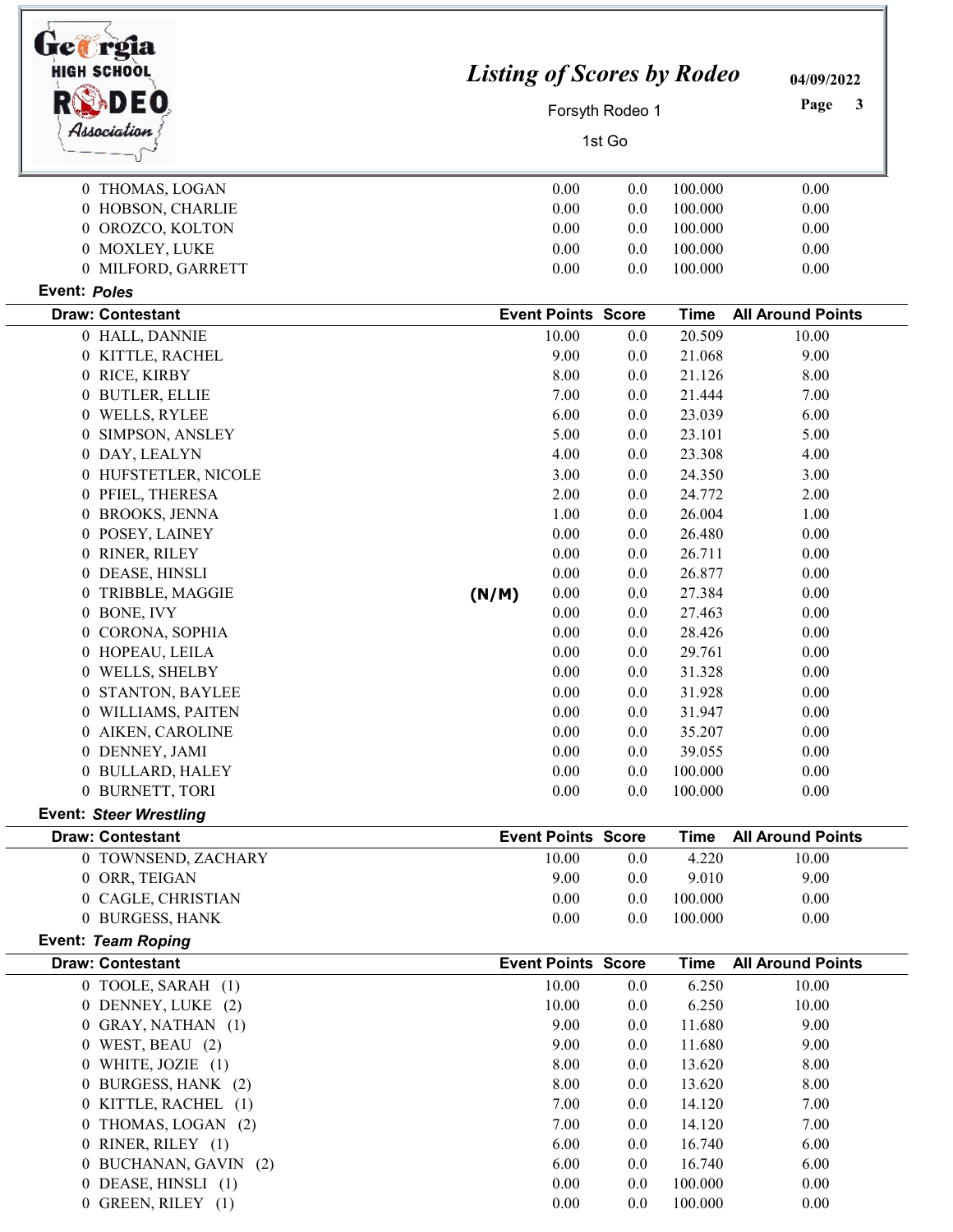| Draw: Contestant | | Event Points | Score | Time | All Around Points |
|---|---|---|---|---|---|
| 0 THOMAS, LOGAN | | 0.00 | 0.0 | 100.000 | 0.00 |
| 0 HOBSON, CHARLIE | | 0.00 | 0.0 | 100.000 | 0.00 |
| 0 OROZCO, KOLTON | | 0.00 | 0.0 | 100.000 | 0.00 |
| 0 MOXLEY, LUKE | | 0.00 | 0.0 | 100.000 | 0.00 |
| 0 MILFORD, GARRETT | | 0.00 | 0.0 | 100.000 | 0.00 |

**Event:** ***Poles***

| Draw: Contestant | | Event Points | Score | Time | All Around Points |
|---|---|---|---|---|---|
| 0 HALL, DANNIE | | 10.00 | 0.0 | 20.509 | 10.00 |
| 0 KITTLE, RACHEL | | 9.00 | 0.0 | 21.068 | 9.00 |
| 0 RICE, KIRBY | | 8.00 | 0.0 | 21.126 | 8.00 |
| 0 BUTLER, ELLIE | | 7.00 | 0.0 | 21.444 | 7.00 |
| 0 WELLS, RYLEE | | 6.00 | 0.0 | 23.039 | 6.00 |
| 0 SIMPSON, ANSLEY | | 5.00 | 0.0 | 23.101 | 5.00 |
| 0 DAY, LEALYN | | 4.00 | 0.0 | 23.308 | 4.00 |
| 0 HUFSTETLER, NICOLE | | 3.00 | 0.0 | 24.350 | 3.00 |
| 0 PFIEL, THERESA | | 2.00 | 0.0 | 24.772 | 2.00 |
| 0 BROOKS, JENNA | | 1.00 | 0.0 | 26.004 | 1.00 |
| 0 POSEY, LAINEY | | 0.00 | 0.0 | 26.480 | 0.00 |
| 0 RINER, RILEY | | 0.00 | 0.0 | 26.711 | 0.00 |
| 0 DEASE, HINSLI | | 0.00 | 0.0 | 26.877 | 0.00 |
| 0 TRIBBLE, MAGGIE | (N/M) | 0.00 | 0.0 | 27.384 | 0.00 |
| 0 BONE, IVY | | 0.00 | 0.0 | 27.463 | 0.00 |
| 0 CORONA, SOPHIA | | 0.00 | 0.0 | 28.426 | 0.00 |
| 0 HOPEAU, LEILA | | 0.00 | 0.0 | 29.761 | 0.00 |
| 0 WELLS, SHELBY | | 0.00 | 0.0 | 31.328 | 0.00 |
| 0 STANTON, BAYLEE | | 0.00 | 0.0 | 31.928 | 0.00 |
| 0 WILLIAMS, PAITEN | | 0.00 | 0.0 | 31.947 | 0.00 |
| 0 AIKEN, CAROLINE | | 0.00 | 0.0 | 35.207 | 0.00 |
| 0 DENNEY, JAMI | | 0.00 | 0.0 | 39.055 | 0.00 |
| 0 BULLARD, HALEY | | 0.00 | 0.0 | 100.000 | 0.00 |
| 0 BURNETT, TORI | | 0.00 | 0.0 | 100.000 | 0.00 |

**Event:** ***Steer Wrestling***

| Draw: Contestant | Event Points | Score | Time | All Around Points |
|---|---|---|---|---|
| 0 TOWNSEND, ZACHARY | 10.00 | 0.0 | 4.220 | 10.00 |
| 0 ORR, TEIGAN | 9.00 | 0.0 | 9.010 | 9.00 |
| 0 CAGLE, CHRISTIAN | 0.00 | 0.0 | 100.000 | 0.00 |
| 0 BURGESS, HANK | 0.00 | 0.0 | 100.000 | 0.00 |

**Event:** ***Team Roping***

| Draw: Contestant | Event Points | Score | Time | All Around Points |
|---|---|---|---|---|
| 0 TOOLE, SARAH (1) | 10.00 | 0.0 | 6.250 | 10.00 |
| 0 DENNEY, LUKE (2) | 10.00 | 0.0 | 6.250 | 10.00 |
| 0 GRAY, NATHAN (1) | 9.00 | 0.0 | 11.680 | 9.00 |
| 0 WEST, BEAU (2) | 9.00 | 0.0 | 11.680 | 9.00 |
| 0 WHITE, JOZIE (1) | 8.00 | 0.0 | 13.620 | 8.00 |
| 0 BURGESS, HANK (2) | 8.00 | 0.0 | 13.620 | 8.00 |
| 0 KITTLE, RACHEL (1) | 7.00 | 0.0 | 14.120 | 7.00 |
| 0 THOMAS, LOGAN (2) | 7.00 | 0.0 | 14.120 | 7.00 |
| 0 RINER, RILEY (1) | 6.00 | 0.0 | 16.740 | 6.00 |
| 0 BUCHANAN, GAVIN (2) | 6.00 | 0.0 | 16.740 | 6.00 |
| 0 DEASE, HINSLI (1) | 0.00 | 0.0 | 100.000 | 0.00 |
| 0 GREEN, RILEY (1) | 0.00 | 0.0 | 100.000 | 0.00 |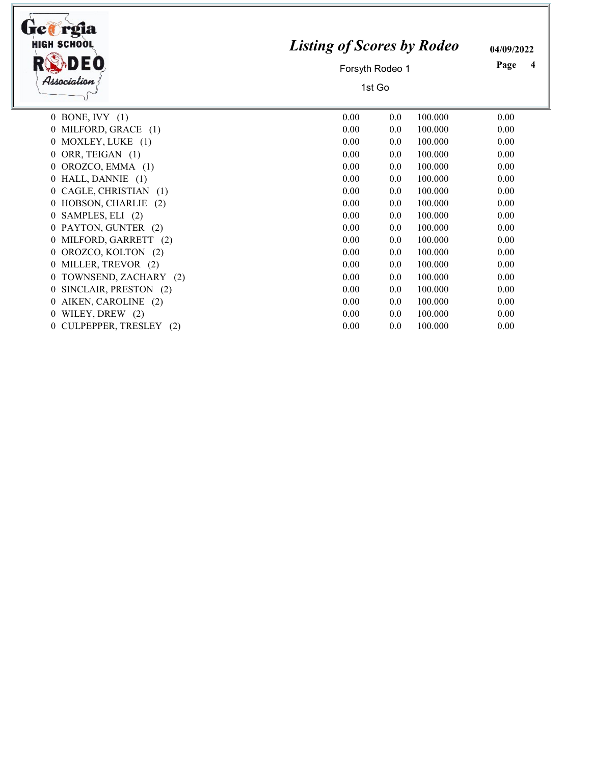# Listing of Scores by Rodeo

Forsyth Rodeo 1

1st Go

04/09/2022

| | | | | | |
|---|---|---|---|---|---|
| 0 | BONE, IVY (1) | 0.00 | 0.0 | 100.000 | 0.00 |
| 0 | MILFORD, GRACE (1) | 0.00 | 0.0 | 100.000 | 0.00 |
| 0 | MOXLEY, LUKE (1) | 0.00 | 0.0 | 100.000 | 0.00 |
| 0 | ORR, TEIGAN (1) | 0.00 | 0.0 | 100.000 | 0.00 |
| 0 | OROZCO, EMMA (1) | 0.00 | 0.0 | 100.000 | 0.00 |
| 0 | HALL, DANNIE (1) | 0.00 | 0.0 | 100.000 | 0.00 |
| 0 | CAGLE, CHRISTIAN (1) | 0.00 | 0.0 | 100.000 | 0.00 |
| 0 | HOBSON, CHARLIE (2) | 0.00 | 0.0 | 100.000 | 0.00 |
| 0 | SAMPLES, ELI (2) | 0.00 | 0.0 | 100.000 | 0.00 |
| 0 | PAYTON, GUNTER (2) | 0.00 | 0.0 | 100.000 | 0.00 |
| 0 | MILFORD, GARRETT (2) | 0.00 | 0.0 | 100.000 | 0.00 |
| 0 | OROZCO, KOLTON (2) | 0.00 | 0.0 | 100.000 | 0.00 |
| 0 | MILLER, TREVOR (2) | 0.00 | 0.0 | 100.000 | 0.00 |
| 0 | TOWNSEND, ZACHARY (2) | 0.00 | 0.0 | 100.000 | 0.00 |
| 0 | SINCLAIR, PRESTON (2) | 0.00 | 0.0 | 100.000 | 0.00 |
| 0 | AIKEN, CAROLINE (2) | 0.00 | 0.0 | 100.000 | 0.00 |
| 0 | WILEY, DREW (2) | 0.00 | 0.0 | 100.000 | 0.00 |
| 0 | CULPEPPER, TRESLEY (2) | 0.00 | 0.0 | 100.000 | 0.00 |